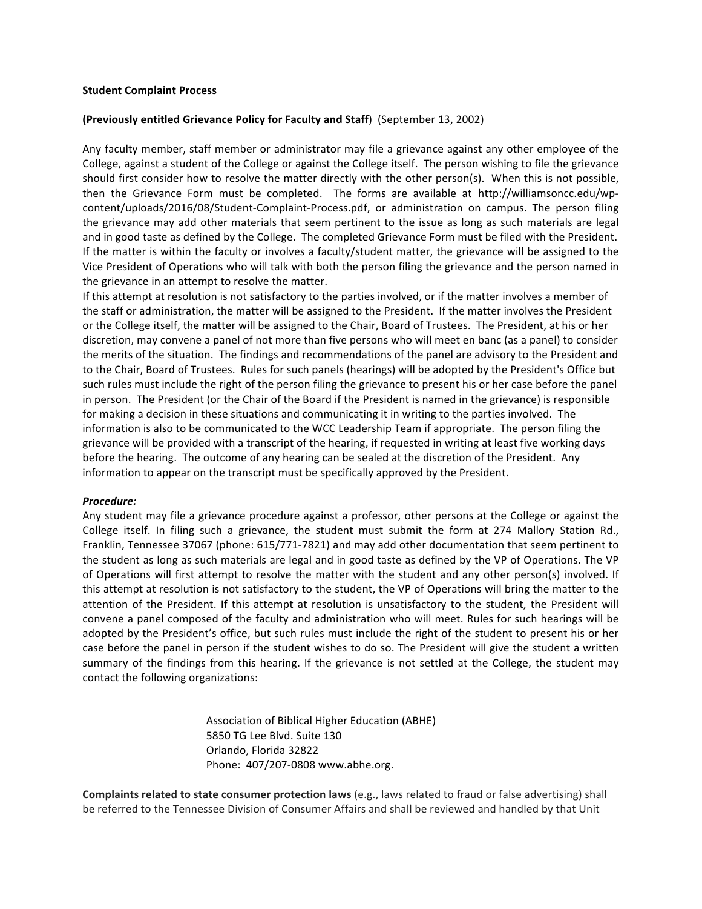**Student Complaint Process**

**(Previously entitled Grievance Policy for Faculty and Staff**) (September 13, 2002)

Any faculty member, staff member or administrator may file a grievance against any other employee of the College, against a student of the College or against the College itself. The person wishing to file the grievance should first consider how to resolve the matter directly with the other person(s). When this is not possible, then the Grievance Form must be completed. The forms are available at http://williamsoncc.edu/wp-content/uploads/2016/08/Student-Complaint-Process.pdf, or administration on campus. The person filing the grievance may add other materials that seem pertinent to the issue as long as such materials are legal and in good taste as defined by the College. The completed Grievance Form must be filed with the President. If the matter is within the faculty or involves a faculty/student matter, the grievance will be assigned to the Vice President of Operations who will talk with both the person filing the grievance and the person named in the grievance in an attempt to resolve the matter.

If this attempt at resolution is not satisfactory to the parties involved, or if the matter involves a member of the staff or administration, the matter will be assigned to the President. If the matter involves the President or the College itself, the matter will be assigned to the Chair, Board of Trustees. The President, at his or her discretion, may convene a panel of not more than five persons who will meet en banc (as a panel) to consider the merits of the situation. The findings and recommendations of the panel are advisory to the President and to the Chair, Board of Trustees. Rules for such panels (hearings) will be adopted by the President's Office but such rules must include the right of the person filing the grievance to present his or her case before the panel in person. The President (or the Chair of the Board if the President is named in the grievance) is responsible for making a decision in these situations and communicating it in writing to the parties involved. The information is also to be communicated to the WCC Leadership Team if appropriate. The person filing the grievance will be provided with a transcript of the hearing, if requested in writing at least five working days before the hearing. The outcome of any hearing can be sealed at the discretion of the President. Any information to appear on the transcript must be specifically approved by the President.

***Procedure:***

Any student may file a grievance procedure against a professor, other persons at the College or against the College itself. In filing such a grievance, the student must submit the form at 274 Mallory Station Rd., Franklin, Tennessee 37067 (phone: 615/771-7821) and may add other documentation that seem pertinent to the student as long as such materials are legal and in good taste as defined by the VP of Operations. The VP of Operations will first attempt to resolve the matter with the student and any other person(s) involved. If this attempt at resolution is not satisfactory to the student, the VP of Operations will bring the matter to the attention of the President. If this attempt at resolution is unsatisfactory to the student, the President will convene a panel composed of the faculty and administration who will meet. Rules for such hearings will be adopted by the President's office, but such rules must include the right of the student to present his or her case before the panel in person if the student wishes to do so. The President will give the student a written summary of the findings from this hearing. If the grievance is not settled at the College, the student may contact the following organizations:

Association of Biblical Higher Education (ABHE)
5850 TG Lee Blvd. Suite 130
Orlando, Florida 32822
Phone: 407/207-0808 www.abhe.org.

**Complaints related to state consumer protection laws** (e.g., laws related to fraud or false advertising) shall be referred to the Tennessee Division of Consumer Affairs and shall be reviewed and handled by that Unit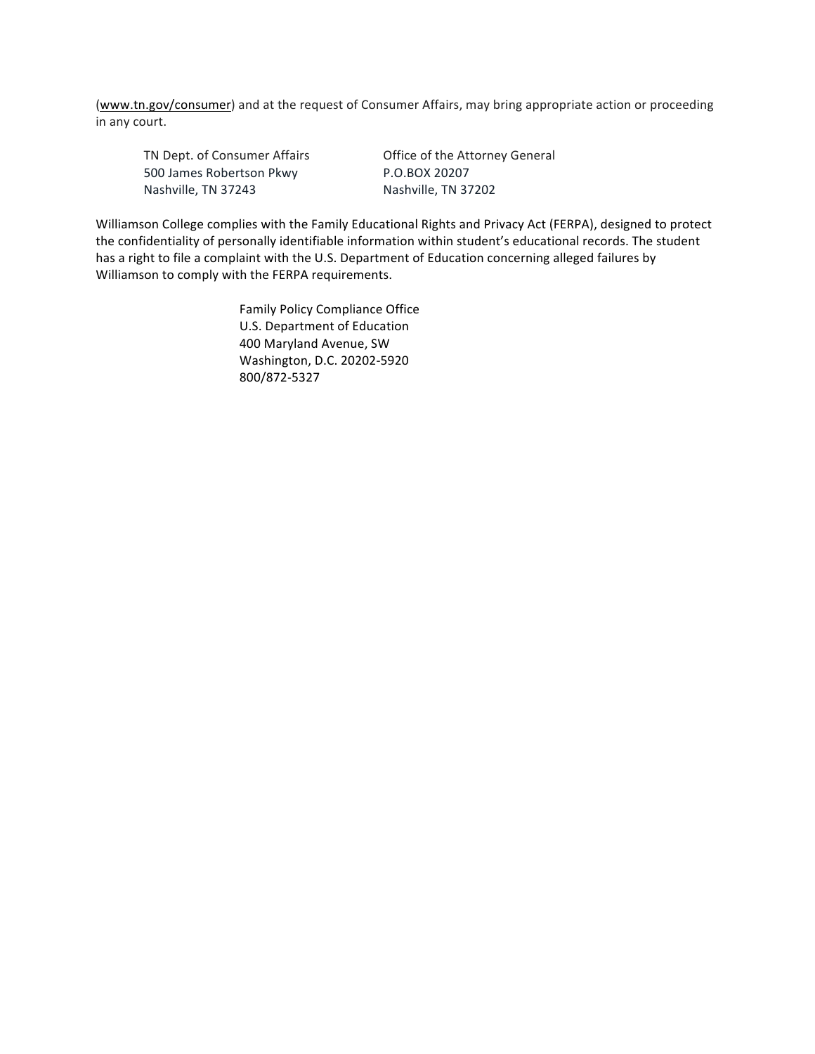([www.tn.gov/consumer](www.tn.gov/consumer)) and at the request of Consumer Affairs, may bring appropriate action or proceeding in any court.

TN Dept. of Consumer Affairs
500 James Robertson Pkwy
Nashville, TN 37243

Office of the Attorney General
P.O.BOX 20207
Nashville, TN 37202

Williamson College complies with the Family Educational Rights and Privacy Act (FERPA), designed to protect the confidentiality of personally identifiable information within student's educational records. The student has a right to file a complaint with the U.S. Department of Education concerning alleged failures by Williamson to comply with the FERPA requirements.

Family Policy Compliance Office
U.S. Department of Education
400 Maryland Avenue, SW
Washington, D.C. 20202-5920
800/872-5327